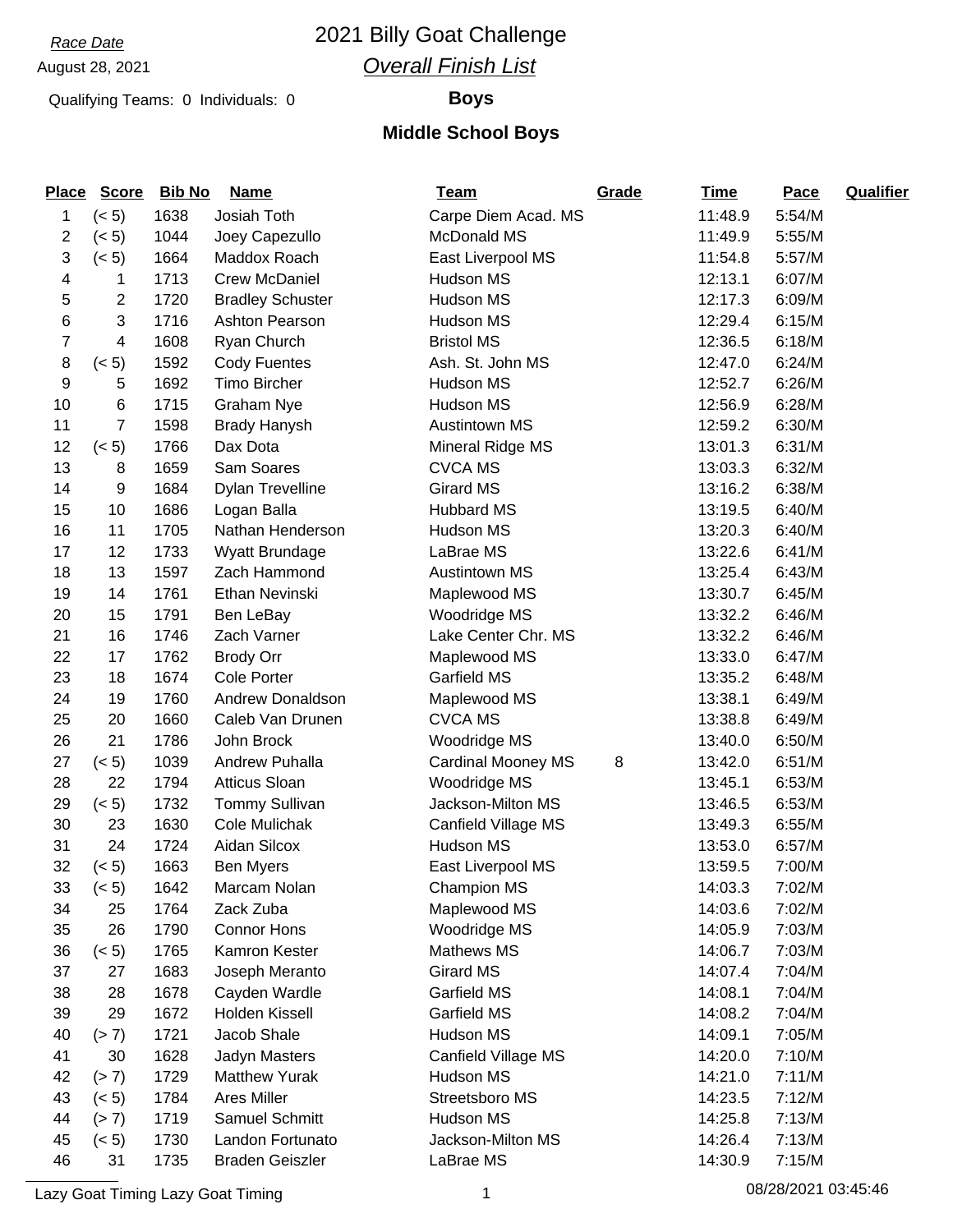*Race Date*

August 28, 2021

# 2021 Billy Goat Challenge

## *Overall Finish List*

Qualifying Teams: 0 Individuals: 0

### Boys

### Middle School Boys

| Place | Score | Bib No | Name | Team | Grade | Time | Pace | Qualifier |
|---|---|---|---|---|---|---|---|---|
| 1 | (< 5) | 1638 | Josiah Toth | Carpe Diem Acad. MS | | 11:48.9 | 5:54/M | |
| 2 | (< 5) | 1044 | Joey Capezullo | McDonald MS | | 11:49.9 | 5:55/M | |
| 3 | (< 5) | 1664 | Maddox Roach | East Liverpool MS | | 11:54.8 | 5:57/M | |
| 4 | 1 | 1713 | Crew McDaniel | Hudson MS | | 12:13.1 | 6:07/M | |
| 5 | 2 | 1720 | Bradley Schuster | Hudson MS | | 12:17.3 | 6:09/M | |
| 6 | 3 | 1716 | Ashton Pearson | Hudson MS | | 12:29.4 | 6:15/M | |
| 7 | 4 | 1608 | Ryan Church | Bristol MS | | 12:36.5 | 6:18/M | |
| 8 | (< 5) | 1592 | Cody Fuentes | Ash. St. John MS | | 12:47.0 | 6:24/M | |
| 9 | 5 | 1692 | Timo Bircher | Hudson MS | | 12:52.7 | 6:26/M | |
| 10 | 6 | 1715 | Graham Nye | Hudson MS | | 12:56.9 | 6:28/M | |
| 11 | 7 | 1598 | Brady Hanysh | Austintown MS | | 12:59.2 | 6:30/M | |
| 12 | (< 5) | 1766 | Dax Dota | Mineral Ridge MS | | 13:01.3 | 6:31/M | |
| 13 | 8 | 1659 | Sam Soares | CVCA MS | | 13:03.3 | 6:32/M | |
| 14 | 9 | 1684 | Dylan Trevelline | Girard MS | | 13:16.2 | 6:38/M | |
| 15 | 10 | 1686 | Logan Balla | Hubbard MS | | 13:19.5 | 6:40/M | |
| 16 | 11 | 1705 | Nathan Henderson | Hudson MS | | 13:20.3 | 6:40/M | |
| 17 | 12 | 1733 | Wyatt Brundage | LaBrae MS | | 13:22.6 | 6:41/M | |
| 18 | 13 | 1597 | Zach Hammond | Austintown MS | | 13:25.4 | 6:43/M | |
| 19 | 14 | 1761 | Ethan Nevinski | Maplewood MS | | 13:30.7 | 6:45/M | |
| 20 | 15 | 1791 | Ben LeBay | Woodridge MS | | 13:32.2 | 6:46/M | |
| 21 | 16 | 1746 | Zach Varner | Lake Center Chr. MS | | 13:32.2 | 6:46/M | |
| 22 | 17 | 1762 | Brody Orr | Maplewood MS | | 13:33.0 | 6:47/M | |
| 23 | 18 | 1674 | Cole Porter | Garfield MS | | 13:35.2 | 6:48/M | |
| 24 | 19 | 1760 | Andrew Donaldson | Maplewood MS | | 13:38.1 | 6:49/M | |
| 25 | 20 | 1660 | Caleb Van Drunen | CVCA MS | | 13:38.8 | 6:49/M | |
| 26 | 21 | 1786 | John Brock | Woodridge MS | | 13:40.0 | 6:50/M | |
| 27 | (< 5) | 1039 | Andrew Puhalla | Cardinal Mooney MS | 8 | 13:42.0 | 6:51/M | |
| 28 | 22 | 1794 | Atticus Sloan | Woodridge MS | | 13:45.1 | 6:53/M | |
| 29 | (< 5) | 1732 | Tommy Sullivan | Jackson-Milton MS | | 13:46.5 | 6:53/M | |
| 30 | 23 | 1630 | Cole Mulichak | Canfield Village MS | | 13:49.3 | 6:55/M | |
| 31 | 24 | 1724 | Aidan Silcox | Hudson MS | | 13:53.0 | 6:57/M | |
| 32 | (< 5) | 1663 | Ben Myers | East Liverpool MS | | 13:59.5 | 7:00/M | |
| 33 | (< 5) | 1642 | Marcam Nolan | Champion MS | | 14:03.3 | 7:02/M | |
| 34 | 25 | 1764 | Zack Zuba | Maplewood MS | | 14:03.6 | 7:02/M | |
| 35 | 26 | 1790 | Connor Hons | Woodridge MS | | 14:05.9 | 7:03/M | |
| 36 | (< 5) | 1765 | Kamron Kester | Mathews MS | | 14:06.7 | 7:03/M | |
| 37 | 27 | 1683 | Joseph Meranto | Girard MS | | 14:07.4 | 7:04/M | |
| 38 | 28 | 1678 | Cayden Wardle | Garfield MS | | 14:08.1 | 7:04/M | |
| 39 | 29 | 1672 | Holden Kissell | Garfield MS | | 14:08.2 | 7:04/M | |
| 40 | (> 7) | 1721 | Jacob Shale | Hudson MS | | 14:09.1 | 7:05/M | |
| 41 | 30 | 1628 | Jadyn Masters | Canfield Village MS | | 14:20.0 | 7:10/M | |
| 42 | (> 7) | 1729 | Matthew Yurak | Hudson MS | | 14:21.0 | 7:11/M | |
| 43 | (< 5) | 1784 | Ares Miller | Streetsboro MS | | 14:23.5 | 7:12/M | |
| 44 | (> 7) | 1719 | Samuel Schmitt | Hudson MS | | 14:25.8 | 7:13/M | |
| 45 | (< 5) | 1730 | Landon Fortunato | Jackson-Milton MS | | 14:26.4 | 7:13/M | |
| 46 | 31 | 1735 | Braden Geiszler | LaBrae MS | | 14:30.9 | 7:15/M | |

Lazy Goat Timing Lazy Goat Timing 08/28/2021 03:45:46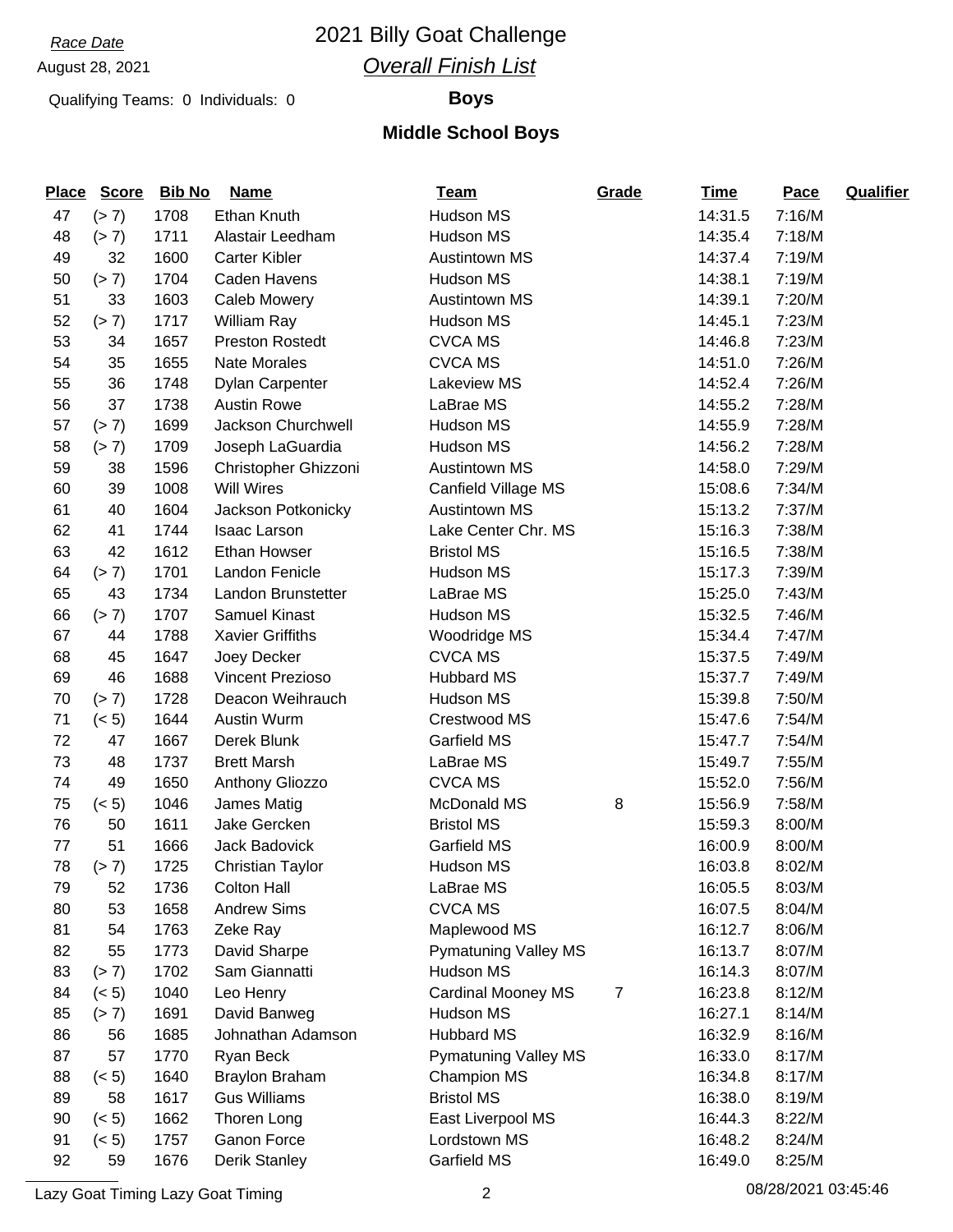*Race Date*

August 28, 2021

# 2021 Billy Goat Challenge

## *Overall Finish List*

Qualifying Teams: 0 Individuals: 0

**Boys**

### Middle School Boys

| Place | Score | Bib No | Name | Team | Grade | Time | Pace | Qualifier |
|---|---|---|---|---|---|---|---|---|
| 47 | (> 7) | 1708 | Ethan Knuth | Hudson MS | | 14:31.5 | 7:16/M | |
| 48 | (> 7) | 1711 | Alastair Leedham | Hudson MS | | 14:35.4 | 7:18/M | |
| 49 | 32 | 1600 | Carter Kibler | Austintown MS | | 14:37.4 | 7:19/M | |
| 50 | (> 7) | 1704 | Caden Havens | Hudson MS | | 14:38.1 | 7:19/M | |
| 51 | 33 | 1603 | Caleb Mowery | Austintown MS | | 14:39.1 | 7:20/M | |
| 52 | (> 7) | 1717 | William Ray | Hudson MS | | 14:45.1 | 7:23/M | |
| 53 | 34 | 1657 | Preston Rostedt | CVCA MS | | 14:46.8 | 7:23/M | |
| 54 | 35 | 1655 | Nate Morales | CVCA MS | | 14:51.0 | 7:26/M | |
| 55 | 36 | 1748 | Dylan Carpenter | Lakeview MS | | 14:52.4 | 7:26/M | |
| 56 | 37 | 1738 | Austin Rowe | LaBrae MS | | 14:55.2 | 7:28/M | |
| 57 | (> 7) | 1699 | Jackson Churchwell | Hudson MS | | 14:55.9 | 7:28/M | |
| 58 | (> 7) | 1709 | Joseph LaGuardia | Hudson MS | | 14:56.2 | 7:28/M | |
| 59 | 38 | 1596 | Christopher Ghizzoni | Austintown MS | | 14:58.0 | 7:29/M | |
| 60 | 39 | 1008 | Will Wires | Canfield Village MS | | 15:08.6 | 7:34/M | |
| 61 | 40 | 1604 | Jackson Potkonicky | Austintown MS | | 15:13.2 | 7:37/M | |
| 62 | 41 | 1744 | Isaac Larson | Lake Center Chr. MS | | 15:16.3 | 7:38/M | |
| 63 | 42 | 1612 | Ethan Howser | Bristol MS | | 15:16.5 | 7:38/M | |
| 64 | (> 7) | 1701 | Landon Fenicle | Hudson MS | | 15:17.3 | 7:39/M | |
| 65 | 43 | 1734 | Landon Brunstetter | LaBrae MS | | 15:25.0 | 7:43/M | |
| 66 | (> 7) | 1707 | Samuel Kinast | Hudson MS | | 15:32.5 | 7:46/M | |
| 67 | 44 | 1788 | Xavier Griffiths | Woodridge MS | | 15:34.4 | 7:47/M | |
| 68 | 45 | 1647 | Joey Decker | CVCA MS | | 15:37.5 | 7:49/M | |
| 69 | 46 | 1688 | Vincent Prezioso | Hubbard MS | | 15:37.7 | 7:49/M | |
| 70 | (> 7) | 1728 | Deacon Weihrauch | Hudson MS | | 15:39.8 | 7:50/M | |
| 71 | (< 5) | 1644 | Austin Wurm | Crestwood MS | | 15:47.6 | 7:54/M | |
| 72 | 47 | 1667 | Derek Blunk | Garfield MS | | 15:47.7 | 7:54/M | |
| 73 | 48 | 1737 | Brett Marsh | LaBrae MS | | 15:49.7 | 7:55/M | |
| 74 | 49 | 1650 | Anthony Gliozzo | CVCA MS | | 15:52.0 | 7:56/M | |
| 75 | (< 5) | 1046 | James Matig | McDonald MS | 8 | 15:56.9 | 7:58/M | |
| 76 | 50 | 1611 | Jake Gercken | Bristol MS | | 15:59.3 | 8:00/M | |
| 77 | 51 | 1666 | Jack Badovick | Garfield MS | | 16:00.9 | 8:00/M | |
| 78 | (> 7) | 1725 | Christian Taylor | Hudson MS | | 16:03.8 | 8:02/M | |
| 79 | 52 | 1736 | Colton Hall | LaBrae MS | | 16:05.5 | 8:03/M | |
| 80 | 53 | 1658 | Andrew Sims | CVCA MS | | 16:07.5 | 8:04/M | |
| 81 | 54 | 1763 | Zeke Ray | Maplewood MS | | 16:12.7 | 8:06/M | |
| 82 | 55 | 1773 | David Sharpe | Pymatuning Valley MS | | 16:13.7 | 8:07/M | |
| 83 | (> 7) | 1702 | Sam Giannatti | Hudson MS | | 16:14.3 | 8:07/M | |
| 84 | (< 5) | 1040 | Leo Henry | Cardinal Mooney MS | 7 | 16:23.8 | 8:12/M | |
| 85 | (> 7) | 1691 | David Banweg | Hudson MS | | 16:27.1 | 8:14/M | |
| 86 | 56 | 1685 | Johnathan Adamson | Hubbard MS | | 16:32.9 | 8:16/M | |
| 87 | 57 | 1770 | Ryan Beck | Pymatuning Valley MS | | 16:33.0 | 8:17/M | |
| 88 | (< 5) | 1640 | Braylon Braham | Champion MS | | 16:34.8 | 8:17/M | |
| 89 | 58 | 1617 | Gus Williams | Bristol MS | | 16:38.0 | 8:19/M | |
| 90 | (< 5) | 1662 | Thoren Long | East Liverpool MS | | 16:44.3 | 8:22/M | |
| 91 | (< 5) | 1757 | Ganon Force | Lordstown MS | | 16:48.2 | 8:24/M | |
| 92 | 59 | 1676 | Derik Stanley | Garfield MS | | 16:49.0 | 8:25/M | |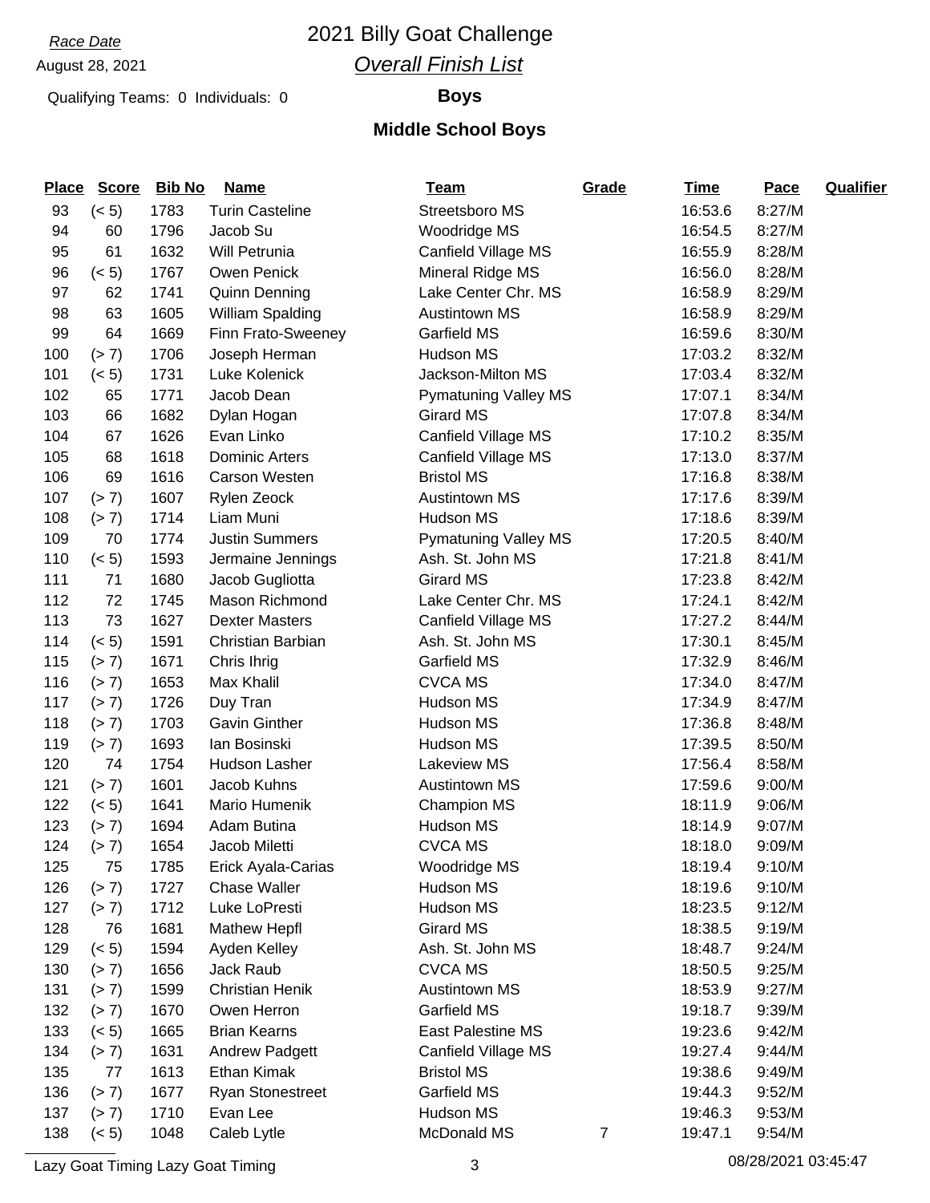*Race Date*

August 28, 2021

Qualifying Teams: 0 Individuals: 0

# 2021 Billy Goat Challenge

## *Overall Finish List*

**Boys**

### Middle School Boys

| Place | Score | Bib No | Name | Team | Grade | Time | Pace | Qualifier |
|---|---|---|---|---|---|---|---|---|
| 93 | (< 5) | 1783 | Turin Casteline | Streetsboro MS | | 16:53.6 | 8:27/M | |
| 94 | 60 | 1796 | Jacob Su | Woodridge MS | | 16:54.5 | 8:27/M | |
| 95 | 61 | 1632 | Will Petrunia | Canfield Village MS | | 16:55.9 | 8:28/M | |
| 96 | (< 5) | 1767 | Owen Penick | Mineral Ridge MS | | 16:56.0 | 8:28/M | |
| 97 | 62 | 1741 | Quinn Denning | Lake Center Chr. MS | | 16:58.9 | 8:29/M | |
| 98 | 63 | 1605 | William Spalding | Austintown MS | | 16:58.9 | 8:29/M | |
| 99 | 64 | 1669 | Finn Frato-Sweeney | Garfield MS | | 16:59.6 | 8:30/M | |
| 100 | (> 7) | 1706 | Joseph Herman | Hudson MS | | 17:03.2 | 8:32/M | |
| 101 | (< 5) | 1731 | Luke Kolenick | Jackson-Milton MS | | 17:03.4 | 8:32/M | |
| 102 | 65 | 1771 | Jacob Dean | Pymatuning Valley MS | | 17:07.1 | 8:34/M | |
| 103 | 66 | 1682 | Dylan Hogan | Girard MS | | 17:07.8 | 8:34/M | |
| 104 | 67 | 1626 | Evan Linko | Canfield Village MS | | 17:10.2 | 8:35/M | |
| 105 | 68 | 1618 | Dominic Arters | Canfield Village MS | | 17:13.0 | 8:37/M | |
| 106 | 69 | 1616 | Carson Westen | Bristol MS | | 17:16.8 | 8:38/M | |
| 107 | (> 7) | 1607 | Rylen Zeock | Austintown MS | | 17:17.6 | 8:39/M | |
| 108 | (> 7) | 1714 | Liam Muni | Hudson MS | | 17:18.6 | 8:39/M | |
| 109 | 70 | 1774 | Justin Summers | Pymatuning Valley MS | | 17:20.5 | 8:40/M | |
| 110 | (< 5) | 1593 | Jermaine Jennings | Ash. St. John MS | | 17:21.8 | 8:41/M | |
| 111 | 71 | 1680 | Jacob Gugliotta | Girard MS | | 17:23.8 | 8:42/M | |
| 112 | 72 | 1745 | Mason Richmond | Lake Center Chr. MS | | 17:24.1 | 8:42/M | |
| 113 | 73 | 1627 | Dexter Masters | Canfield Village MS | | 17:27.2 | 8:44/M | |
| 114 | (< 5) | 1591 | Christian Barbian | Ash. St. John MS | | 17:30.1 | 8:45/M | |
| 115 | (> 7) | 1671 | Chris Ihrig | Garfield MS | | 17:32.9 | 8:46/M | |
| 116 | (> 7) | 1653 | Max Khalil | CVCA MS | | 17:34.0 | 8:47/M | |
| 117 | (> 7) | 1726 | Duy Tran | Hudson MS | | 17:34.9 | 8:47/M | |
| 118 | (> 7) | 1703 | Gavin Ginther | Hudson MS | | 17:36.8 | 8:48/M | |
| 119 | (> 7) | 1693 | Ian Bosinski | Hudson MS | | 17:39.5 | 8:50/M | |
| 120 | 74 | 1754 | Hudson Lasher | Lakeview MS | | 17:56.4 | 8:58/M | |
| 121 | (> 7) | 1601 | Jacob Kuhns | Austintown MS | | 17:59.6 | 9:00/M | |
| 122 | (< 5) | 1641 | Mario Humenik | Champion MS | | 18:11.9 | 9:06/M | |
| 123 | (> 7) | 1694 | Adam Butina | Hudson MS | | 18:14.9 | 9:07/M | |
| 124 | (> 7) | 1654 | Jacob Miletti | CVCA MS | | 18:18.0 | 9:09/M | |
| 125 | 75 | 1785 | Erick Ayala-Carias | Woodridge MS | | 18:19.4 | 9:10/M | |
| 126 | (> 7) | 1727 | Chase Waller | Hudson MS | | 18:19.6 | 9:10/M | |
| 127 | (> 7) | 1712 | Luke LoPresti | Hudson MS | | 18:23.5 | 9:12/M | |
| 128 | 76 | 1681 | Mathew Hepfl | Girard MS | | 18:38.5 | 9:19/M | |
| 129 | (< 5) | 1594 | Ayden Kelley | Ash. St. John MS | | 18:48.7 | 9:24/M | |
| 130 | (> 7) | 1656 | Jack Raub | CVCA MS | | 18:50.5 | 9:25/M | |
| 131 | (> 7) | 1599 | Christian Henik | Austintown MS | | 18:53.9 | 9:27/M | |
| 132 | (> 7) | 1670 | Owen Herron | Garfield MS | | 19:18.7 | 9:39/M | |
| 133 | (< 5) | 1665 | Brian Kearns | East Palestine MS | | 19:23.6 | 9:42/M | |
| 134 | (> 7) | 1631 | Andrew Padgett | Canfield Village MS | | 19:27.4 | 9:44/M | |
| 135 | 77 | 1613 | Ethan Kimak | Bristol MS | | 19:38.6 | 9:49/M | |
| 136 | (> 7) | 1677 | Ryan Stonestreet | Garfield MS | | 19:44.3 | 9:52/M | |
| 137 | (> 7) | 1710 | Evan Lee | Hudson MS | | 19:46.3 | 9:53/M | |
| 138 | (< 5) | 1048 | Caleb Lytle | McDonald MS | 7 | 19:47.1 | 9:54/M | |

Lazy Goat Timing Lazy Goat Timing

08/28/2021 03:45:47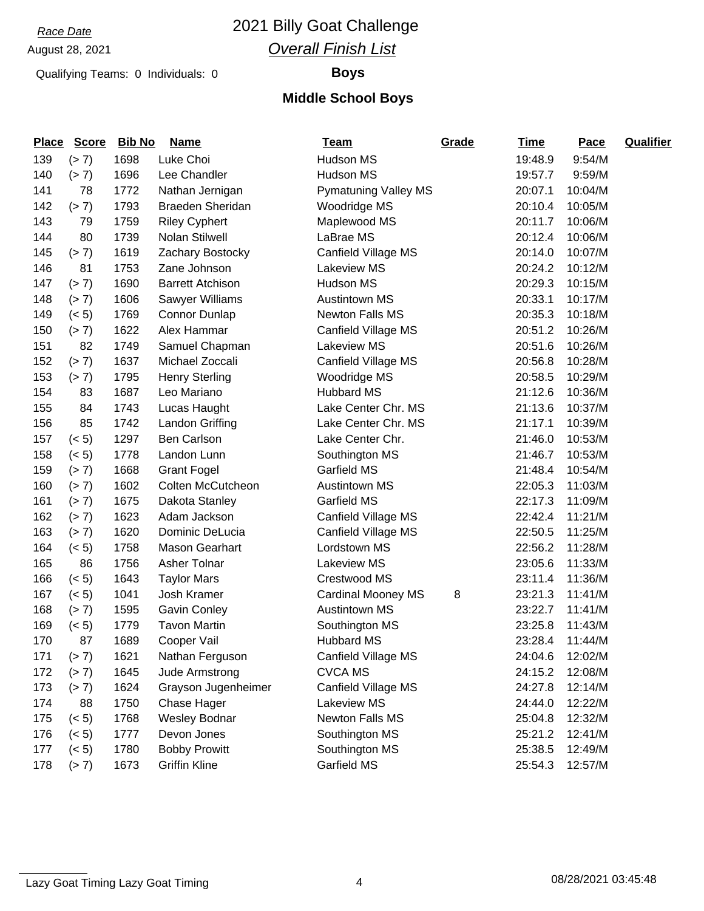*Race Date*

August 28, 2021

# 2021 Billy Goat Challenge

## *Overall Finish List*

Qualifying Teams: 0 Individuals: 0

**Boys**

### Middle School Boys

| Place | Score | Bib No | Name | Team | Grade | Time | Pace | Qualifier |
|---|---|---|---|---|---|---|---|---|
| 139 | (> 7) | 1698 | Luke Choi | Hudson MS | | 19:48.9 | 9:54/M | |
| 140 | (> 7) | 1696 | Lee Chandler | Hudson MS | | 19:57.7 | 9:59/M | |
| 141 | 78 | 1772 | Nathan Jernigan | Pymatuning Valley MS | | 20:07.1 | 10:04/M | |
| 142 | (> 7) | 1793 | Braeden Sheridan | Woodridge MS | | 20:10.4 | 10:05/M | |
| 143 | 79 | 1759 | Riley Cyphert | Maplewood MS | | 20:11.7 | 10:06/M | |
| 144 | 80 | 1739 | Nolan Stilwell | LaBrae MS | | 20:12.4 | 10:06/M | |
| 145 | (> 7) | 1619 | Zachary Bostocky | Canfield Village MS | | 20:14.0 | 10:07/M | |
| 146 | 81 | 1753 | Zane Johnson | Lakeview MS | | 20:24.2 | 10:12/M | |
| 147 | (> 7) | 1690 | Barrett Atchison | Hudson MS | | 20:29.3 | 10:15/M | |
| 148 | (> 7) | 1606 | Sawyer Williams | Austintown MS | | 20:33.1 | 10:17/M | |
| 149 | (< 5) | 1769 | Connor Dunlap | Newton Falls MS | | 20:35.3 | 10:18/M | |
| 150 | (> 7) | 1622 | Alex Hammar | Canfield Village MS | | 20:51.2 | 10:26/M | |
| 151 | 82 | 1749 | Samuel Chapman | Lakeview MS | | 20:51.6 | 10:26/M | |
| 152 | (> 7) | 1637 | Michael Zoccali | Canfield Village MS | | 20:56.8 | 10:28/M | |
| 153 | (> 7) | 1795 | Henry Sterling | Woodridge MS | | 20:58.5 | 10:29/M | |
| 154 | 83 | 1687 | Leo Mariano | Hubbard MS | | 21:12.6 | 10:36/M | |
| 155 | 84 | 1743 | Lucas Haught | Lake Center Chr. MS | | 21:13.6 | 10:37/M | |
| 156 | 85 | 1742 | Landon Griffing | Lake Center Chr. MS | | 21:17.1 | 10:39/M | |
| 157 | (< 5) | 1297 | Ben Carlson | Lake Center Chr. | | 21:46.0 | 10:53/M | |
| 158 | (< 5) | 1778 | Landon Lunn | Southington MS | | 21:46.7 | 10:53/M | |
| 159 | (> 7) | 1668 | Grant Fogel | Garfield MS | | 21:48.4 | 10:54/M | |
| 160 | (> 7) | 1602 | Colten McCutcheon | Austintown MS | | 22:05.3 | 11:03/M | |
| 161 | (> 7) | 1675 | Dakota Stanley | Garfield MS | | 22:17.3 | 11:09/M | |
| 162 | (> 7) | 1623 | Adam Jackson | Canfield Village MS | | 22:42.4 | 11:21/M | |
| 163 | (> 7) | 1620 | Dominic DeLucia | Canfield Village MS | | 22:50.5 | 11:25/M | |
| 164 | (< 5) | 1758 | Mason Gearhart | Lordstown MS | | 22:56.2 | 11:28/M | |
| 165 | 86 | 1756 | Asher Tolnar | Lakeview MS | | 23:05.6 | 11:33/M | |
| 166 | (< 5) | 1643 | Taylor Mars | Crestwood MS | | 23:11.4 | 11:36/M | |
| 167 | (< 5) | 1041 | Josh Kramer | Cardinal Mooney MS | 8 | 23:21.3 | 11:41/M | |
| 168 | (> 7) | 1595 | Gavin Conley | Austintown MS | | 23:22.7 | 11:41/M | |
| 169 | (< 5) | 1779 | Tavon Martin | Southington MS | | 23:25.8 | 11:43/M | |
| 170 | 87 | 1689 | Cooper Vail | Hubbard MS | | 23:28.4 | 11:44/M | |
| 171 | (> 7) | 1621 | Nathan Ferguson | Canfield Village MS | | 24:04.6 | 12:02/M | |
| 172 | (> 7) | 1645 | Jude Armstrong | CVCA MS | | 24:15.2 | 12:08/M | |
| 173 | (> 7) | 1624 | Grayson Jugenheimer | Canfield Village MS | | 24:27.8 | 12:14/M | |
| 174 | 88 | 1750 | Chase Hager | Lakeview MS | | 24:44.0 | 12:22/M | |
| 175 | (< 5) | 1768 | Wesley Bodnar | Newton Falls MS | | 25:04.8 | 12:32/M | |
| 176 | (< 5) | 1777 | Devon Jones | Southington MS | | 25:21.2 | 12:41/M | |
| 177 | (< 5) | 1780 | Bobby Prowitt | Southington MS | | 25:38.5 | 12:49/M | |
| 178 | (> 7) | 1673 | Griffin Kline | Garfield MS | | 25:54.3 | 12:57/M | |

Lazy Goat Timing Lazy Goat Timing

08/28/2021 03:45:48